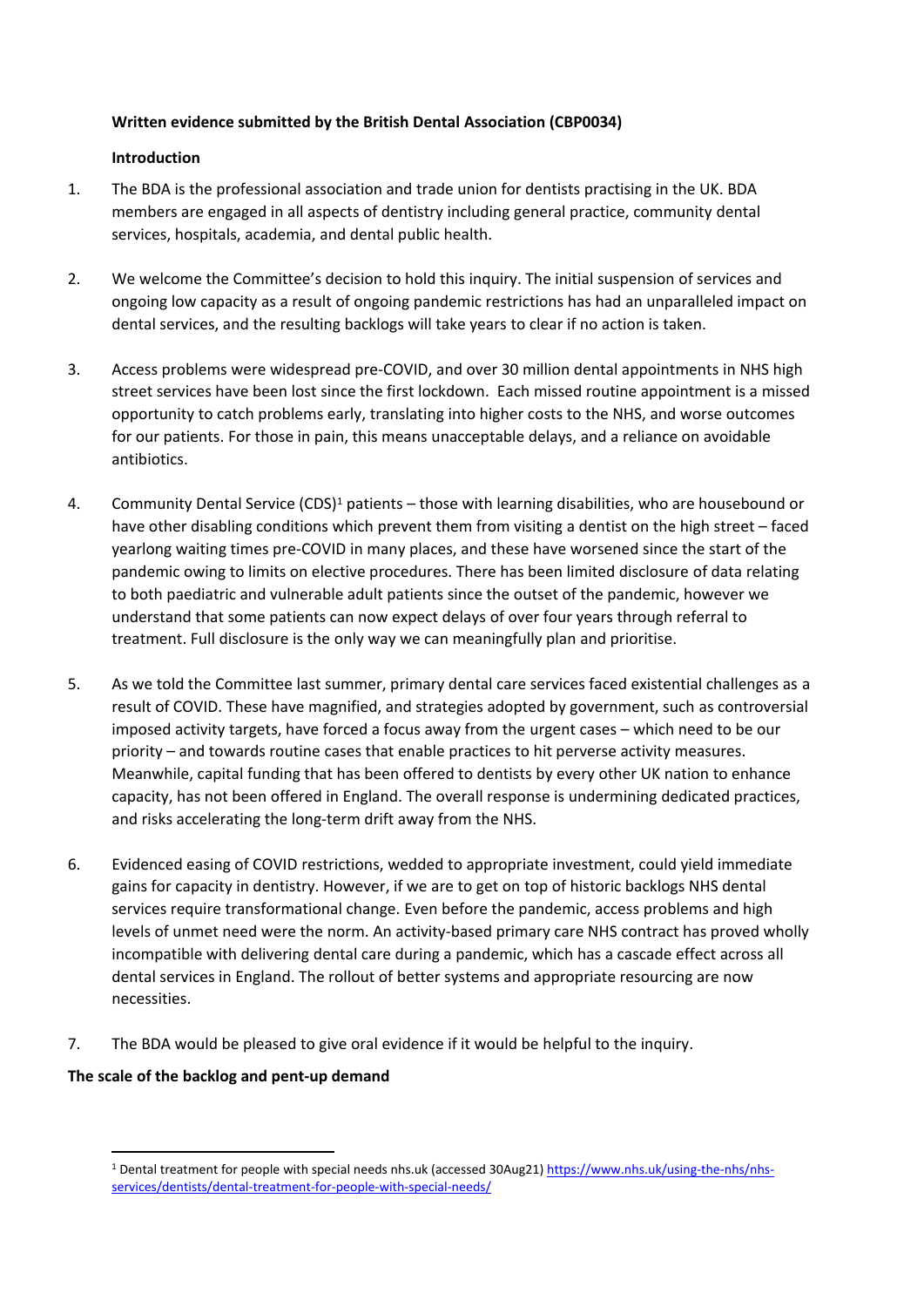**Written evidence submitted by the British Dental Association (CBP0034)**

**Introduction**

1. The BDA is the professional association and trade union for dentists practising in the UK. BDA members are engaged in all aspects of dentistry including general practice, community dental services, hospitals, academia, and dental public health.

2. We welcome the Committee's decision to hold this inquiry. The initial suspension of services and ongoing low capacity as a result of ongoing pandemic restrictions has had an unparalleled impact on dental services, and the resulting backlogs will take years to clear if no action is taken.

3. Access problems were widespread pre-COVID, and over 30 million dental appointments in NHS high street services have been lost since the first lockdown. Each missed routine appointment is a missed opportunity to catch problems early, translating into higher costs to the NHS, and worse outcomes for our patients. For those in pain, this means unacceptable delays, and a reliance on avoidable antibiotics.

4. Community Dental Service (CDS)[1] patients – those with learning disabilities, who are housebound or have other disabling conditions which prevent them from visiting a dentist on the high street – faced yearlong waiting times pre-COVID in many places, and these have worsened since the start of the pandemic owing to limits on elective procedures. There has been limited disclosure of data relating to both paediatric and vulnerable adult patients since the outset of the pandemic, however we understand that some patients can now expect delays of over four years through referral to treatment. Full disclosure is the only way we can meaningfully plan and prioritise.

5. As we told the Committee last summer, primary dental care services faced existential challenges as a result of COVID. These have magnified, and strategies adopted by government, such as controversial imposed activity targets, have forced a focus away from the urgent cases – which need to be our priority – and towards routine cases that enable practices to hit perverse activity measures. Meanwhile, capital funding that has been offered to dentists by every other UK nation to enhance capacity, has not been offered in England. The overall response is undermining dedicated practices, and risks accelerating the long-term drift away from the NHS.

6. Evidenced easing of COVID restrictions, wedded to appropriate investment, could yield immediate gains for capacity in dentistry. However, if we are to get on top of historic backlogs NHS dental services require transformational change. Even before the pandemic, access problems and high levels of unmet need were the norm. An activity-based primary care NHS contract has proved wholly incompatible with delivering dental care during a pandemic, which has a cascade effect across all dental services in England. The rollout of better systems and appropriate resourcing are now necessities.

7. The BDA would be pleased to give oral evidence if it would be helpful to the inquiry.

**The scale of the backlog and pent-up demand**

---

[1] Dental treatment for people with special needs nhs.uk (accessed 30Aug21) https://www.nhs.uk/using-the-nhs/nhs-services/dentists/dental-treatment-for-people-with-special-needs/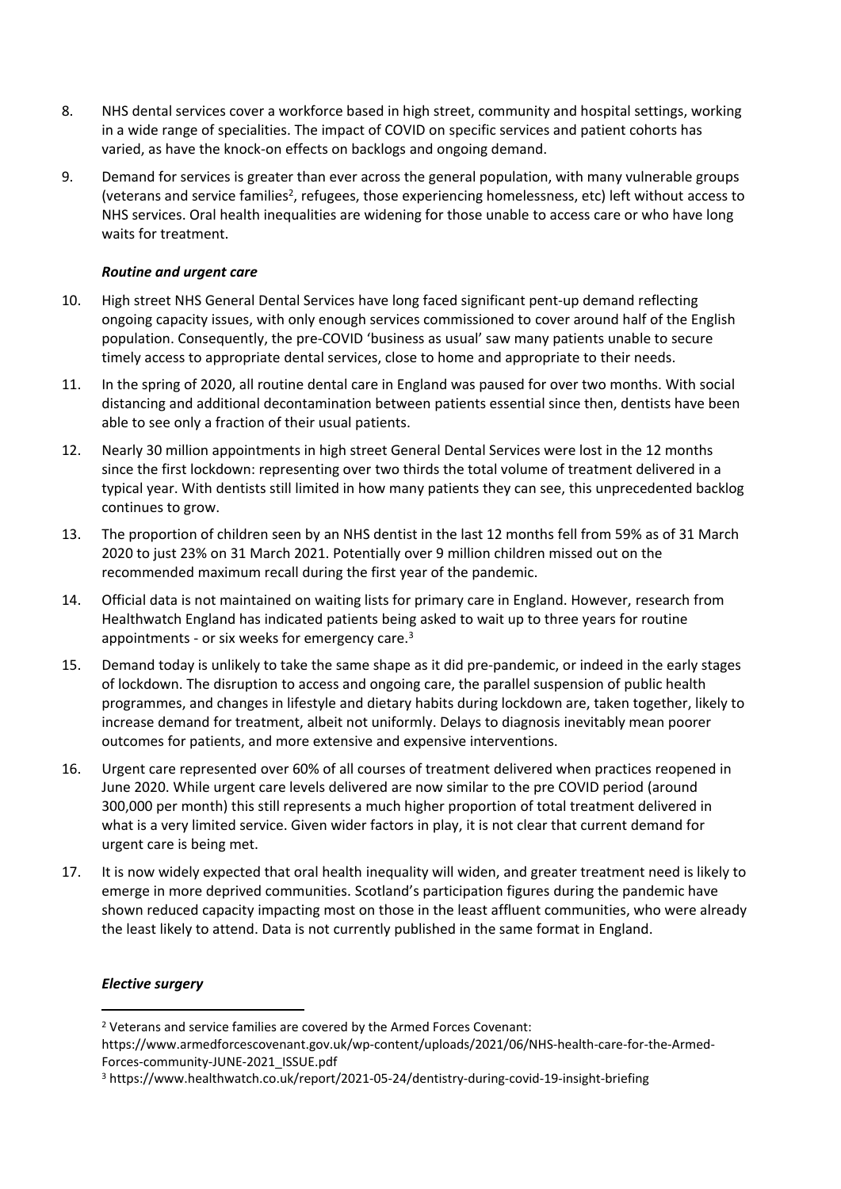8. NHS dental services cover a workforce based in high street, community and hospital settings, working in a wide range of specialities. The impact of COVID on specific services and patient cohorts has varied, as have the knock-on effects on backlogs and ongoing demand.

9. Demand for services is greater than ever across the general population, with many vulnerable groups (veterans and service families[2], refugees, those experiencing homelessness, etc) left without access to NHS services. Oral health inequalities are widening for those unable to access care or who have long waits for treatment.

***Routine and urgent care***

10. High street NHS General Dental Services have long faced significant pent-up demand reflecting ongoing capacity issues, with only enough services commissioned to cover around half of the English population. Consequently, the pre-COVID 'business as usual' saw many patients unable to secure timely access to appropriate dental services, close to home and appropriate to their needs.

11. In the spring of 2020, all routine dental care in England was paused for over two months. With social distancing and additional decontamination between patients essential since then, dentists have been able to see only a fraction of their usual patients.

12. Nearly 30 million appointments in high street General Dental Services were lost in the 12 months since the first lockdown: representing over two thirds the total volume of treatment delivered in a typical year. With dentists still limited in how many patients they can see, this unprecedented backlog continues to grow.

13. The proportion of children seen by an NHS dentist in the last 12 months fell from 59% as of 31 March 2020 to just 23% on 31 March 2021. Potentially over 9 million children missed out on the recommended maximum recall during the first year of the pandemic.

14. Official data is not maintained on waiting lists for primary care in England. However, research from Healthwatch England has indicated patients being asked to wait up to three years for routine appointments - or six weeks for emergency care.[3]

15. Demand today is unlikely to take the same shape as it did pre-pandemic, or indeed in the early stages of lockdown. The disruption to access and ongoing care, the parallel suspension of public health programmes, and changes in lifestyle and dietary habits during lockdown are, taken together, likely to increase demand for treatment, albeit not uniformly. Delays to diagnosis inevitably mean poorer outcomes for patients, and more extensive and expensive interventions.

16. Urgent care represented over 60% of all courses of treatment delivered when practices reopened in June 2020. While urgent care levels delivered are now similar to the pre COVID period (around 300,000 per month) this still represents a much higher proportion of total treatment delivered in what is a very limited service. Given wider factors in play, it is not clear that current demand for urgent care is being met.

17. It is now widely expected that oral health inequality will widen, and greater treatment need is likely to emerge in more deprived communities. Scotland's participation figures during the pandemic have shown reduced capacity impacting most on those in the least affluent communities, who were already the least likely to attend. Data is not currently published in the same format in England.

***Elective surgery***

[2] Veterans and service families are covered by the Armed Forces Covenant: https://www.armedforcescovenant.gov.uk/wp-content/uploads/2021/06/NHS-health-care-for-the-Armed-Forces-community-JUNE-2021_ISSUE.pdf

[3] https://www.healthwatch.co.uk/report/2021-05-24/dentistry-during-covid-19-insight-briefing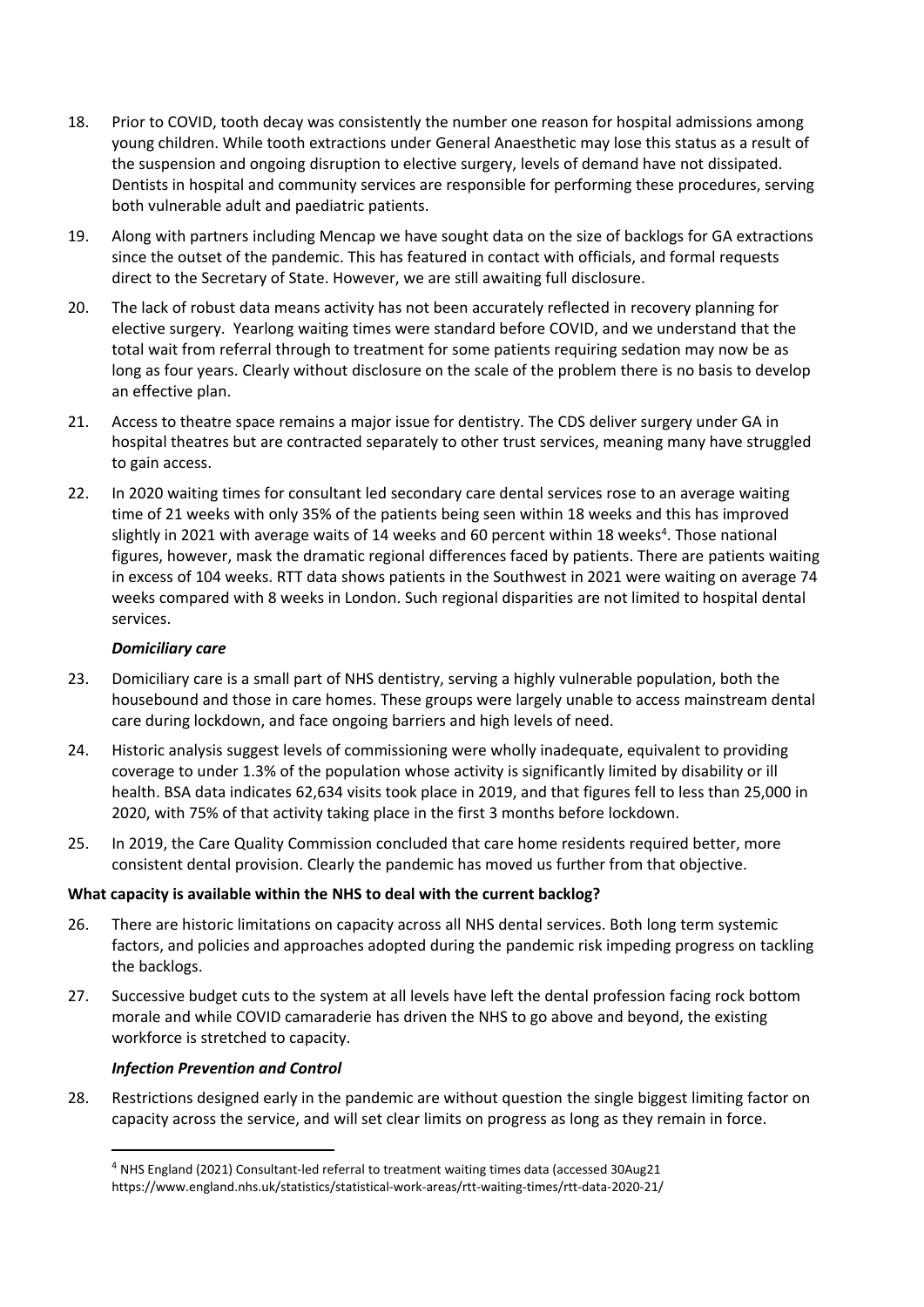18. Prior to COVID, tooth decay was consistently the number one reason for hospital admissions among young children. While tooth extractions under General Anaesthetic may lose this status as a result of the suspension and ongoing disruption to elective surgery, levels of demand have not dissipated. Dentists in hospital and community services are responsible for performing these procedures, serving both vulnerable adult and paediatric patients.

19. Along with partners including Mencap we have sought data on the size of backlogs for GA extractions since the outset of the pandemic. This has featured in contact with officials, and formal requests direct to the Secretary of State. However, we are still awaiting full disclosure.

20. The lack of robust data means activity has not been accurately reflected in recovery planning for elective surgery. Yearlong waiting times were standard before COVID, and we understand that the total wait from referral through to treatment for some patients requiring sedation may now be as long as four years. Clearly without disclosure on the scale of the problem there is no basis to develop an effective plan.

21. Access to theatre space remains a major issue for dentistry. The CDS deliver surgery under GA in hospital theatres but are contracted separately to other trust services, meaning many have struggled to gain access.

22. In 2020 waiting times for consultant led secondary care dental services rose to an average waiting time of 21 weeks with only 35% of the patients being seen within 18 weeks and this has improved slightly in 2021 with average waits of 14 weeks and 60 percent within 18 weeks[4]. Those national figures, however, mask the dramatic regional differences faced by patients. There are patients waiting in excess of 104 weeks. RTT data shows patients in the Southwest in 2021 were waiting on average 74 weeks compared with 8 weeks in London. Such regional disparities are not limited to hospital dental services.

***Domiciliary care***

23. Domiciliary care is a small part of NHS dentistry, serving a highly vulnerable population, both the housebound and those in care homes. These groups were largely unable to access mainstream dental care during lockdown, and face ongoing barriers and high levels of need.

24. Historic analysis suggest levels of commissioning were wholly inadequate, equivalent to providing coverage to under 1.3% of the population whose activity is significantly limited by disability or ill health. BSA data indicates 62,634 visits took place in 2019, and that figures fell to less than 25,000 in 2020, with 75% of that activity taking place in the first 3 months before lockdown.

25. In 2019, the Care Quality Commission concluded that care home residents required better, more consistent dental provision. Clearly the pandemic has moved us further from that objective.

**What capacity is available within the NHS to deal with the current backlog?**

26. There are historic limitations on capacity across all NHS dental services. Both long term systemic factors, and policies and approaches adopted during the pandemic risk impeding progress on tackling the backlogs.

27. Successive budget cuts to the system at all levels have left the dental profession facing rock bottom morale and while COVID camaraderie has driven the NHS to go above and beyond, the existing workforce is stretched to capacity.

***Infection Prevention and Control***

28. Restrictions designed early in the pandemic are without question the single biggest limiting factor on capacity across the service, and will set clear limits on progress as long as they remain in force.

---

[4] NHS England (2021) Consultant-led referral to treatment waiting times data (accessed 30Aug21 https://www.england.nhs.uk/statistics/statistical-work-areas/rtt-waiting-times/rtt-data-2020-21/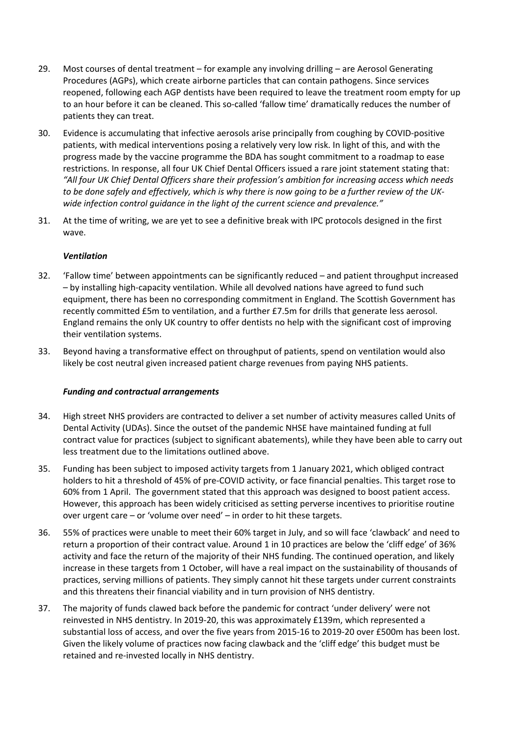29. Most courses of dental treatment – for example any involving drilling – are Aerosol Generating Procedures (AGPs), which create airborne particles that can contain pathogens. Since services reopened, following each AGP dentists have been required to leave the treatment room empty for up to an hour before it can be cleaned. This so-called 'fallow time' dramatically reduces the number of patients they can treat.

30. Evidence is accumulating that infective aerosols arise principally from coughing by COVID-positive patients, with medical interventions posing a relatively very low risk. In light of this, and with the progress made by the vaccine programme the BDA has sought commitment to a roadmap to ease restrictions. In response, all four UK Chief Dental Officers issued a rare joint statement stating that: *"All four UK Chief Dental Officers share their profession's ambition for increasing access which needs to be done safely and effectively, which is why there is now going to be a further review of the UK-wide infection control guidance in the light of the current science and prevalence."*

31. At the time of writing, we are yet to see a definitive break with IPC protocols designed in the first wave.

***Ventilation***

32. 'Fallow time' between appointments can be significantly reduced – and patient throughput increased – by installing high-capacity ventilation. While all devolved nations have agreed to fund such equipment, there has been no corresponding commitment in England. The Scottish Government has recently committed £5m to ventilation, and a further £7.5m for drills that generate less aerosol. England remains the only UK country to offer dentists no help with the significant cost of improving their ventilation systems.

33. Beyond having a transformative effect on throughput of patients, spend on ventilation would also likely be cost neutral given increased patient charge revenues from paying NHS patients.

***Funding and contractual arrangements***

34. High street NHS providers are contracted to deliver a set number of activity measures called Units of Dental Activity (UDAs). Since the outset of the pandemic NHSE have maintained funding at full contract value for practices (subject to significant abatements), while they have been able to carry out less treatment due to the limitations outlined above.

35. Funding has been subject to imposed activity targets from 1 January 2021, which obliged contract holders to hit a threshold of 45% of pre-COVID activity, or face financial penalties. This target rose to 60% from 1 April. The government stated that this approach was designed to boost patient access. However, this approach has been widely criticised as setting perverse incentives to prioritise routine over urgent care – or 'volume over need' – in order to hit these targets.

36. 55% of practices were unable to meet their 60% target in July, and so will face 'clawback' and need to return a proportion of their contract value. Around 1 in 10 practices are below the 'cliff edge' of 36% activity and face the return of the majority of their NHS funding. The continued operation, and likely increase in these targets from 1 October, will have a real impact on the sustainability of thousands of practices, serving millions of patients. They simply cannot hit these targets under current constraints and this threatens their financial viability and in turn provision of NHS dentistry.

37. The majority of funds clawed back before the pandemic for contract 'under delivery' were not reinvested in NHS dentistry. In 2019-20, this was approximately £139m, which represented a substantial loss of access, and over the five years from 2015-16 to 2019-20 over £500m has been lost. Given the likely volume of practices now facing clawback and the 'cliff edge' this budget must be retained and re-invested locally in NHS dentistry.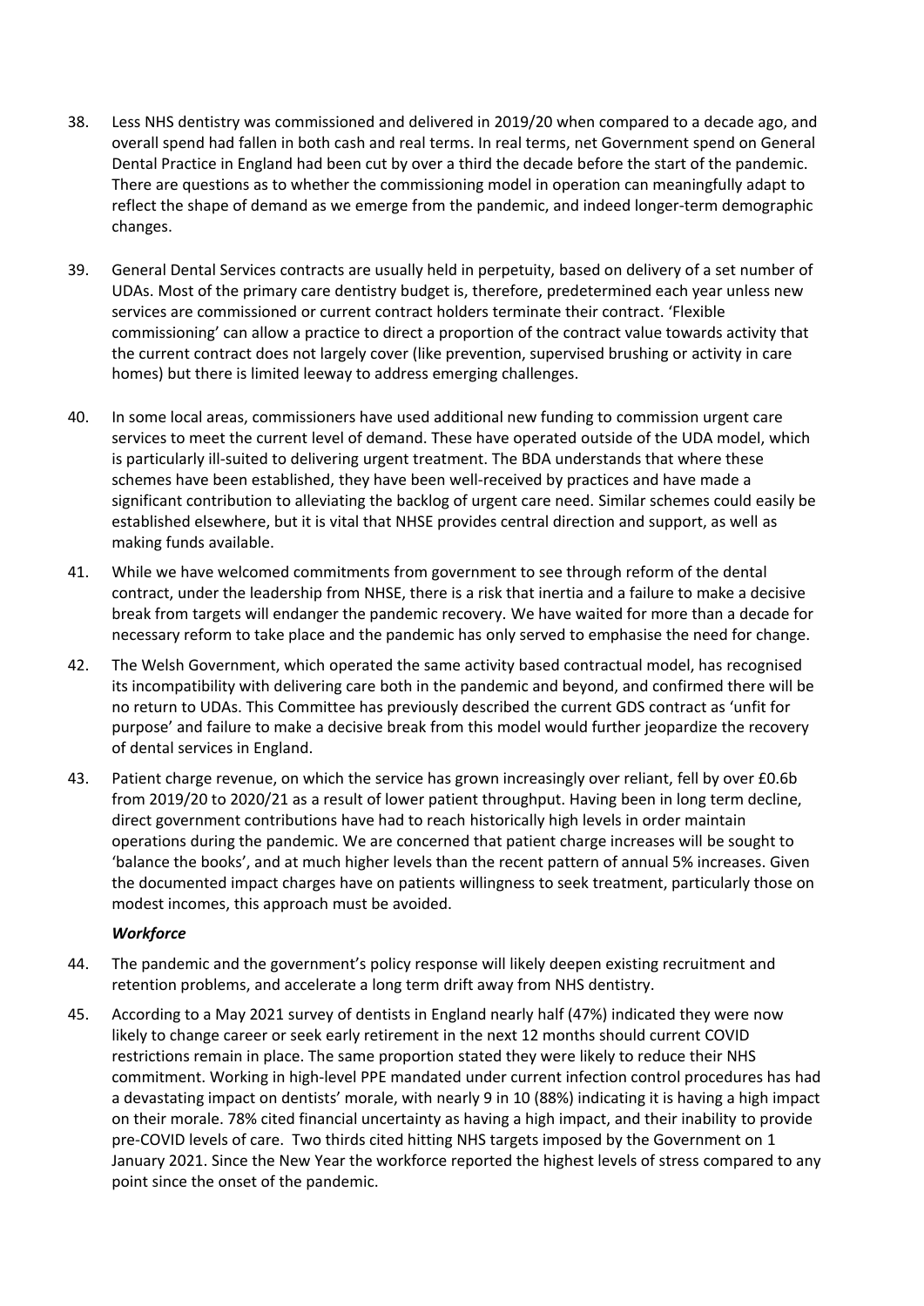38. Less NHS dentistry was commissioned and delivered in 2019/20 when compared to a decade ago, and overall spend had fallen in both cash and real terms. In real terms, net Government spend on General Dental Practice in England had been cut by over a third the decade before the start of the pandemic. There are questions as to whether the commissioning model in operation can meaningfully adapt to reflect the shape of demand as we emerge from the pandemic, and indeed longer-term demographic changes.

39. General Dental Services contracts are usually held in perpetuity, based on delivery of a set number of UDAs. Most of the primary care dentistry budget is, therefore, predetermined each year unless new services are commissioned or current contract holders terminate their contract. 'Flexible commissioning' can allow a practice to direct a proportion of the contract value towards activity that the current contract does not largely cover (like prevention, supervised brushing or activity in care homes) but there is limited leeway to address emerging challenges.

40. In some local areas, commissioners have used additional new funding to commission urgent care services to meet the current level of demand. These have operated outside of the UDA model, which is particularly ill-suited to delivering urgent treatment. The BDA understands that where these schemes have been established, they have been well-received by practices and have made a significant contribution to alleviating the backlog of urgent care need. Similar schemes could easily be established elsewhere, but it is vital that NHSE provides central direction and support, as well as making funds available.

41. While we have welcomed commitments from government to see through reform of the dental contract, under the leadership from NHSE, there is a risk that inertia and a failure to make a decisive break from targets will endanger the pandemic recovery. We have waited for more than a decade for necessary reform to take place and the pandemic has only served to emphasise the need for change.

42. The Welsh Government, which operated the same activity based contractual model, has recognised its incompatibility with delivering care both in the pandemic and beyond, and confirmed there will be no return to UDAs. This Committee has previously described the current GDS contract as 'unfit for purpose' and failure to make a decisive break from this model would further jeopardize the recovery of dental services in England.

43. Patient charge revenue, on which the service has grown increasingly over reliant, fell by over £0.6b from 2019/20 to 2020/21 as a result of lower patient throughput. Having been in long term decline, direct government contributions have had to reach historically high levels in order maintain operations during the pandemic. We are concerned that patient charge increases will be sought to 'balance the books', and at much higher levels than the recent pattern of annual 5% increases. Given the documented impact charges have on patients willingness to seek treatment, particularly those on modest incomes, this approach must be avoided.

***Workforce***

44. The pandemic and the government's policy response will likely deepen existing recruitment and retention problems, and accelerate a long term drift away from NHS dentistry.

45. According to a May 2021 survey of dentists in England nearly half (47%) indicated they were now likely to change career or seek early retirement in the next 12 months should current COVID restrictions remain in place. The same proportion stated they were likely to reduce their NHS commitment. Working in high-level PPE mandated under current infection control procedures has had a devastating impact on dentists' morale, with nearly 9 in 10 (88%) indicating it is having a high impact on their morale. 78% cited financial uncertainty as having a high impact, and their inability to provide pre-COVID levels of care. Two thirds cited hitting NHS targets imposed by the Government on 1 January 2021. Since the New Year the workforce reported the highest levels of stress compared to any point since the onset of the pandemic.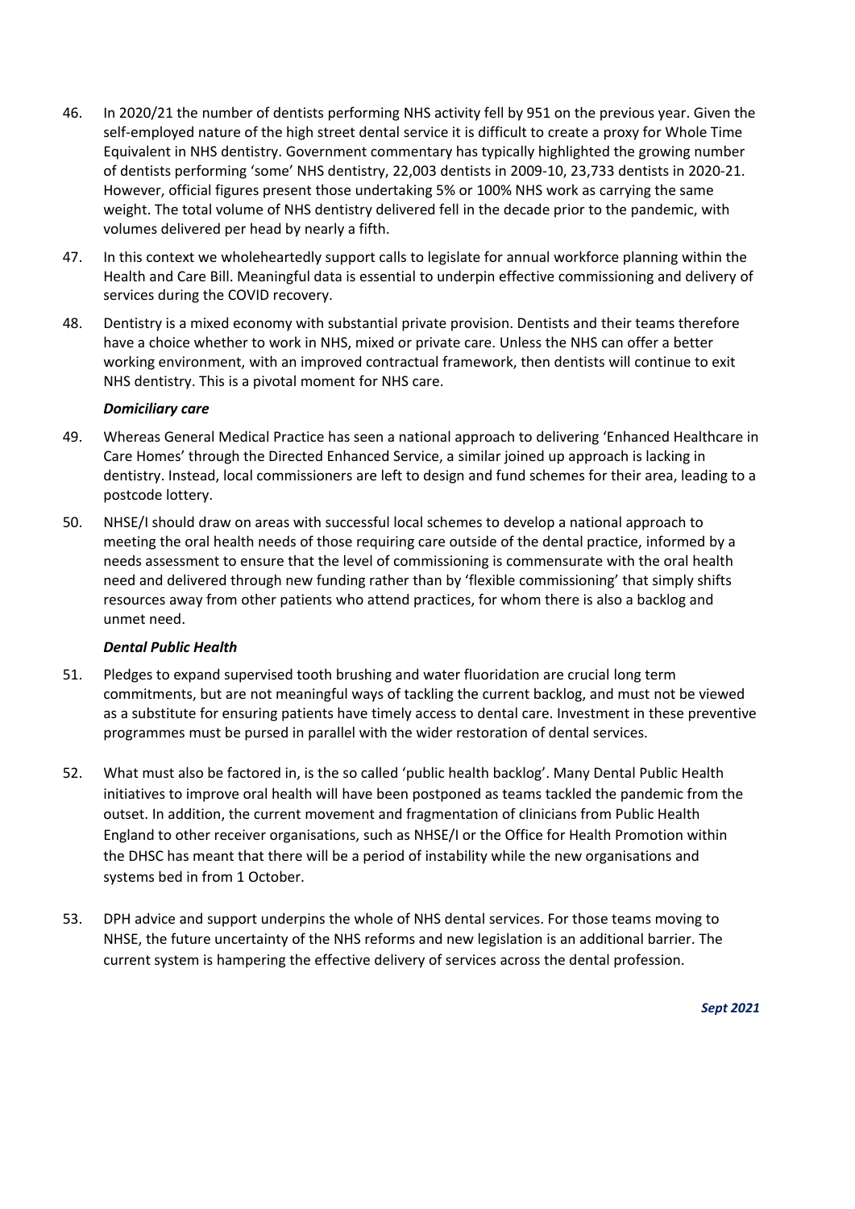46. In 2020/21 the number of dentists performing NHS activity fell by 951 on the previous year. Given the self-employed nature of the high street dental service it is difficult to create a proxy for Whole Time Equivalent in NHS dentistry. Government commentary has typically highlighted the growing number of dentists performing 'some' NHS dentistry, 22,003 dentists in 2009-10, 23,733 dentists in 2020-21. However, official figures present those undertaking 5% or 100% NHS work as carrying the same weight. The total volume of NHS dentistry delivered fell in the decade prior to the pandemic, with volumes delivered per head by nearly a fifth.

47. In this context we wholeheartedly support calls to legislate for annual workforce planning within the Health and Care Bill. Meaningful data is essential to underpin effective commissioning and delivery of services during the COVID recovery.

48. Dentistry is a mixed economy with substantial private provision. Dentists and their teams therefore have a choice whether to work in NHS, mixed or private care. Unless the NHS can offer a better working environment, with an improved contractual framework, then dentists will continue to exit NHS dentistry. This is a pivotal moment for NHS care.

***Domiciliary care***

49. Whereas General Medical Practice has seen a national approach to delivering 'Enhanced Healthcare in Care Homes' through the Directed Enhanced Service, a similar joined up approach is lacking in dentistry. Instead, local commissioners are left to design and fund schemes for their area, leading to a postcode lottery.

50. NHSE/I should draw on areas with successful local schemes to develop a national approach to meeting the oral health needs of those requiring care outside of the dental practice, informed by a needs assessment to ensure that the level of commissioning is commensurate with the oral health need and delivered through new funding rather than by 'flexible commissioning' that simply shifts resources away from other patients who attend practices, for whom there is also a backlog and unmet need.

***Dental Public Health***

51. Pledges to expand supervised tooth brushing and water fluoridation are crucial long term commitments, but are not meaningful ways of tackling the current backlog, and must not be viewed as a substitute for ensuring patients have timely access to dental care. Investment in these preventive programmes must be pursed in parallel with the wider restoration of dental services.

52. What must also be factored in, is the so called 'public health backlog'. Many Dental Public Health initiatives to improve oral health will have been postponed as teams tackled the pandemic from the outset. In addition, the current movement and fragmentation of clinicians from Public Health England to other receiver organisations, such as NHSE/I or the Office for Health Promotion within the DHSC has meant that there will be a period of instability while the new organisations and systems bed in from 1 October.

53. DPH advice and support underpins the whole of NHS dental services. For those teams moving to NHSE, the future uncertainty of the NHS reforms and new legislation is an additional barrier. The current system is hampering the effective delivery of services across the dental profession.

***Sept 2021***